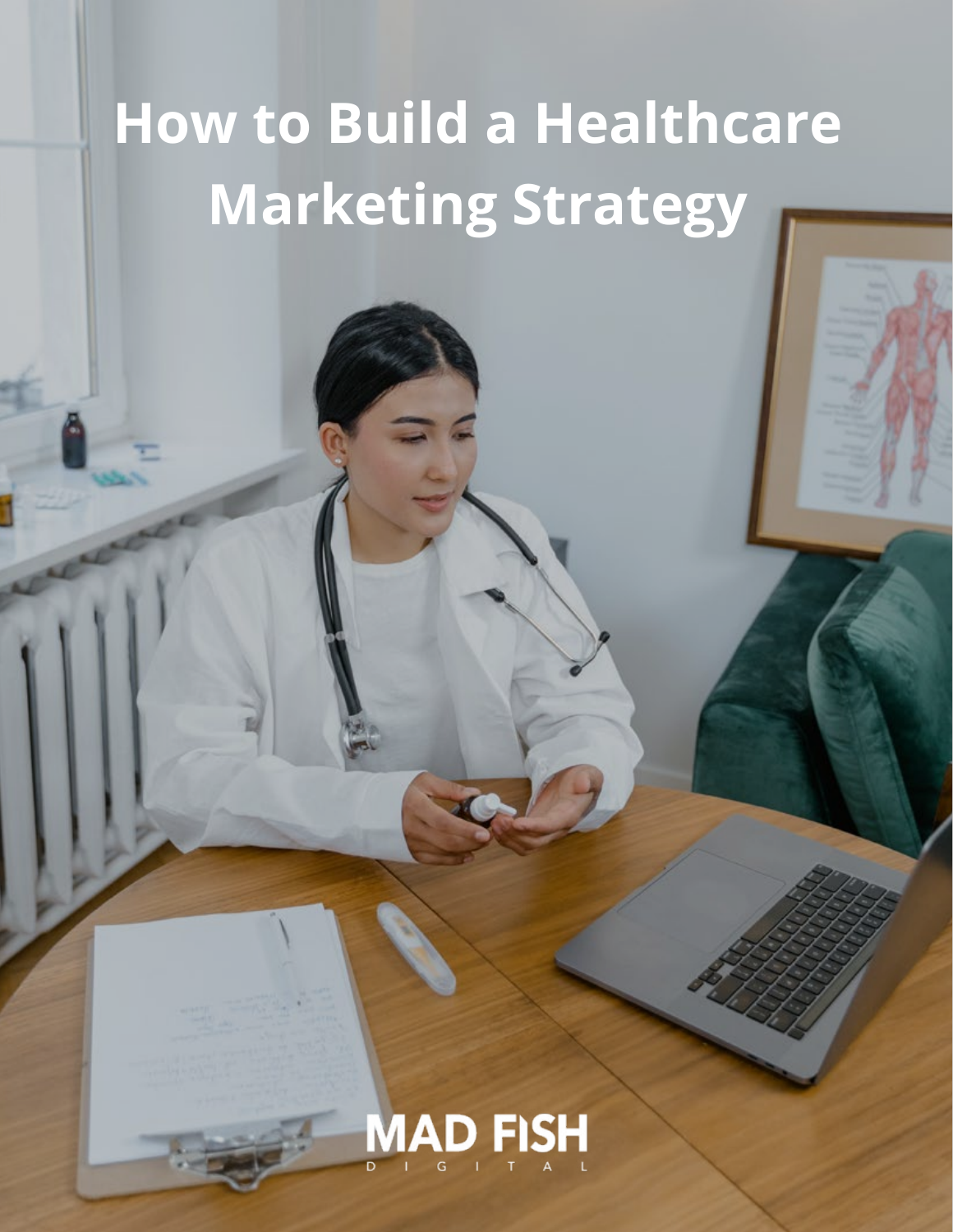# How to Build a Healthcare Marketing Strategy

MAD FISH
DIGITAL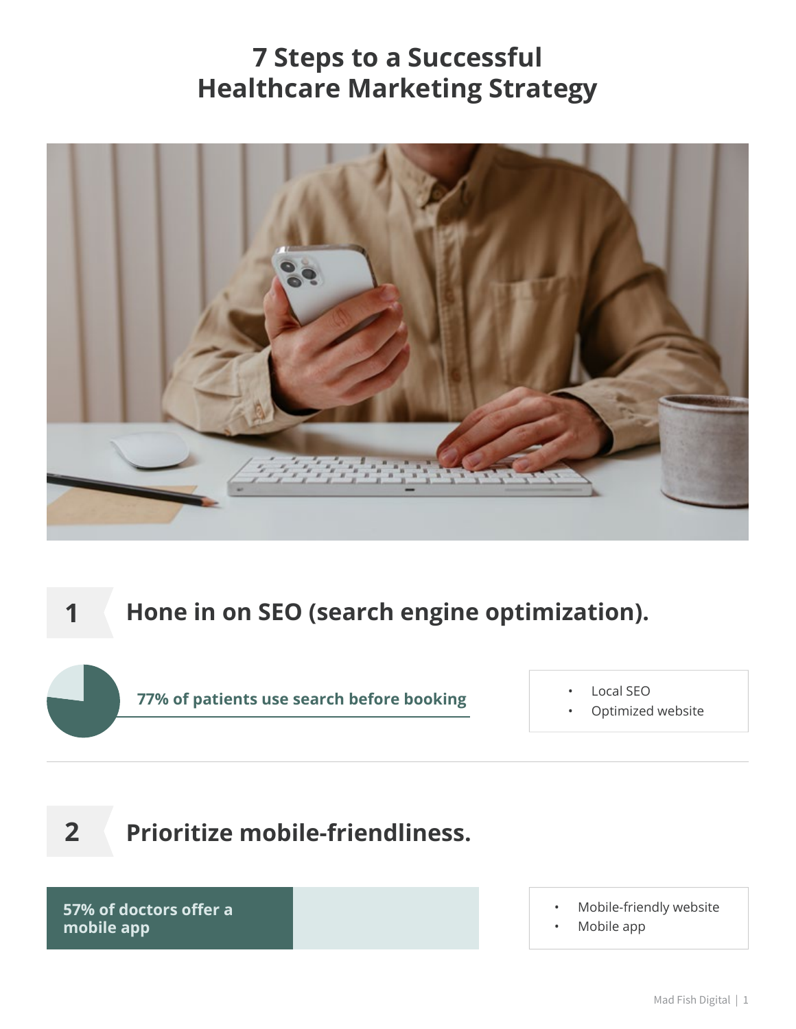# 7 Steps to a Successful Healthcare Marketing Strategy

## 1 Hone in on SEO (search engine optimization).

77% of patients use search before booking

- Local SEO
- Optimized website

## 2 Prioritize mobile-friendliness.

57% of doctors offer a mobile app

- Mobile-friendly website
- Mobile app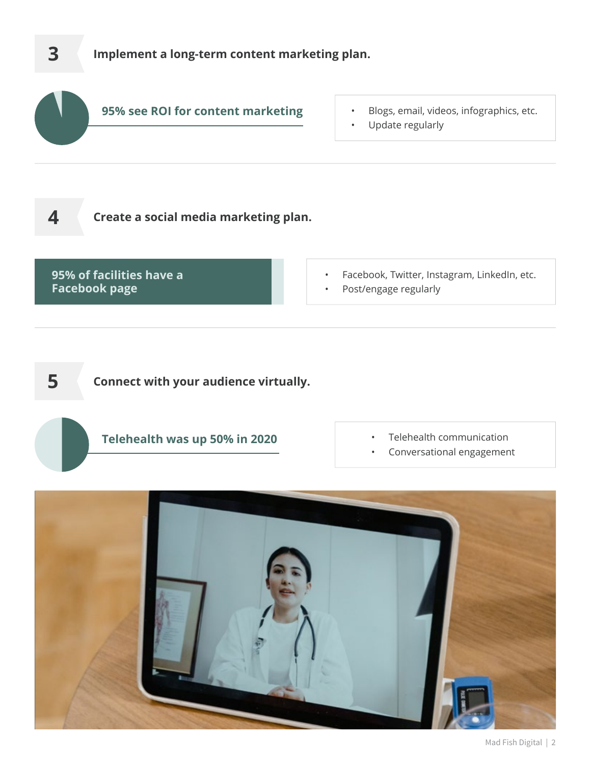## 3 Implement a long-term content marketing plan.

**95% see ROI for content marketing**

- Blogs, email, videos, infographics, etc.
- Update regularly

## 4 Create a social media marketing plan.

**95% of facilities have a Facebook page**

- Facebook, Twitter, Instagram, LinkedIn, etc.
- Post/engage regularly

## 5 Connect with your audience virtually.

**Telehealth was up 50% in 2020**

- Telehealth communication
- Conversational engagement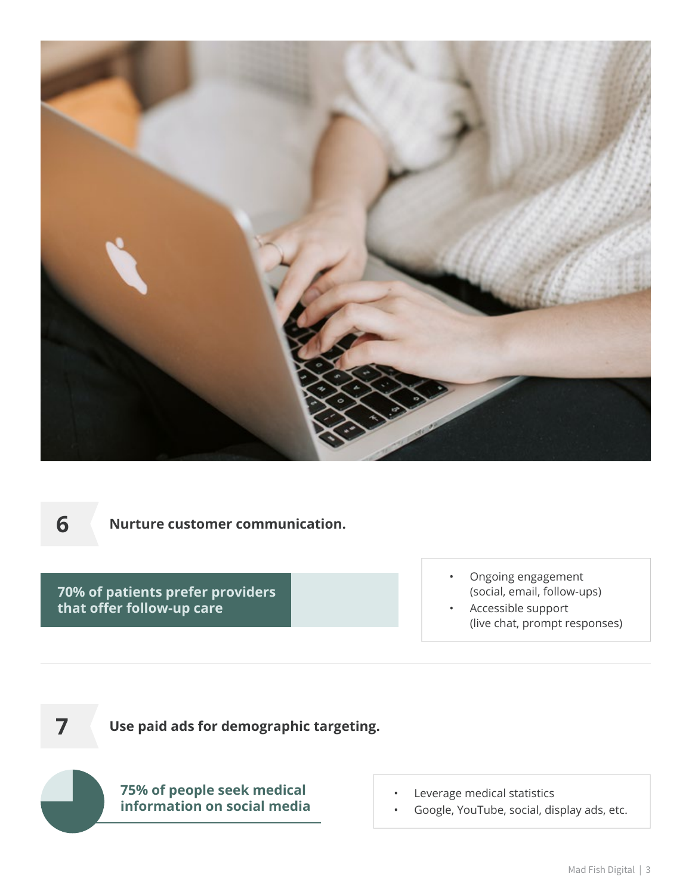## 6 Nurture customer communication.

**70% of patients prefer providers that offer follow-up care**

- Ongoing engagement (social, email, follow-ups)
- Accessible support (live chat, prompt responses)

## 7 Use paid ads for demographic targeting.

**75% of people seek medical information on social media**

- Leverage medical statistics
- Google, YouTube, social, display ads, etc.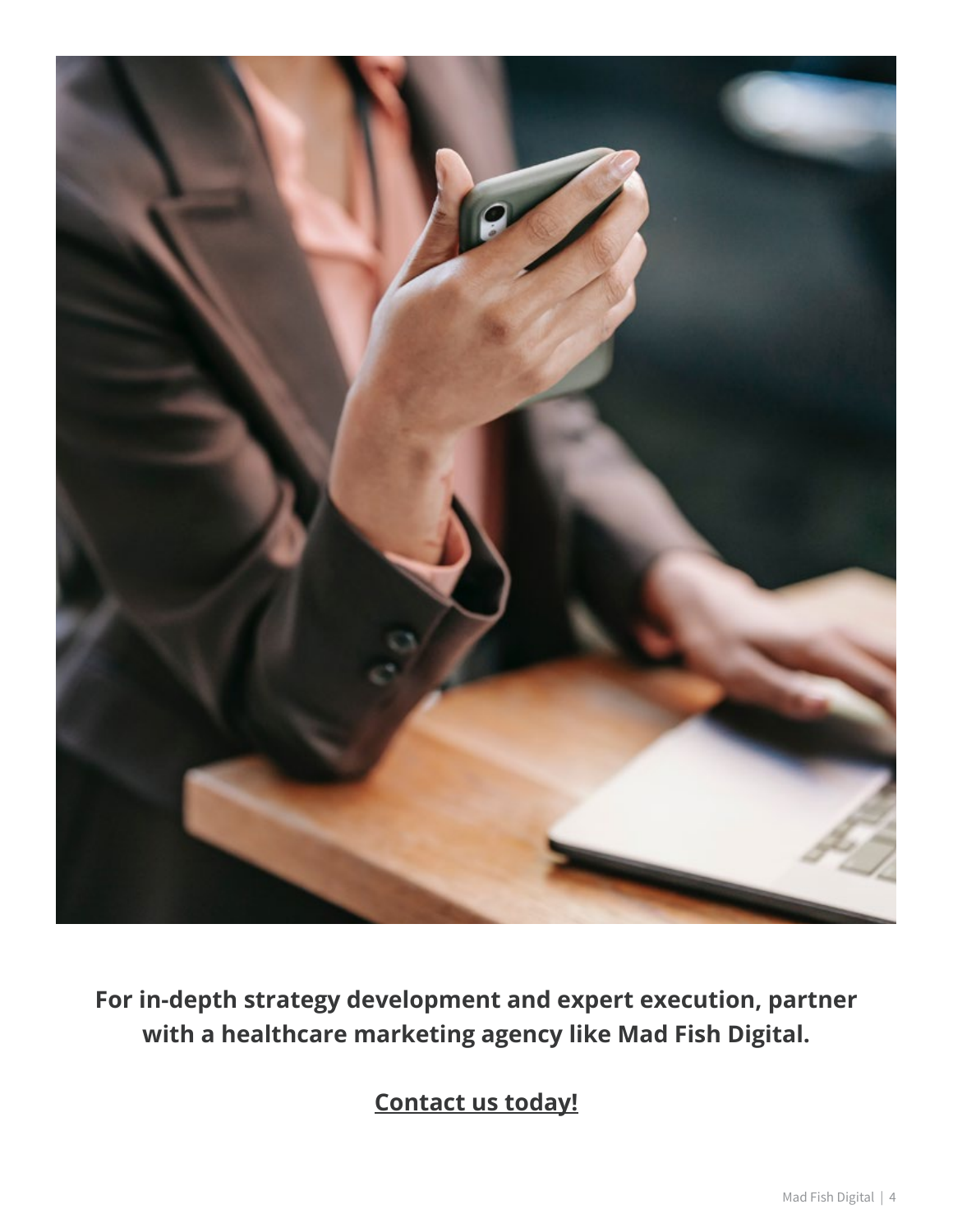**For in-depth strategy development and expert execution, partner with a healthcare marketing agency like Mad Fish Digital.**

**Contact us today!**